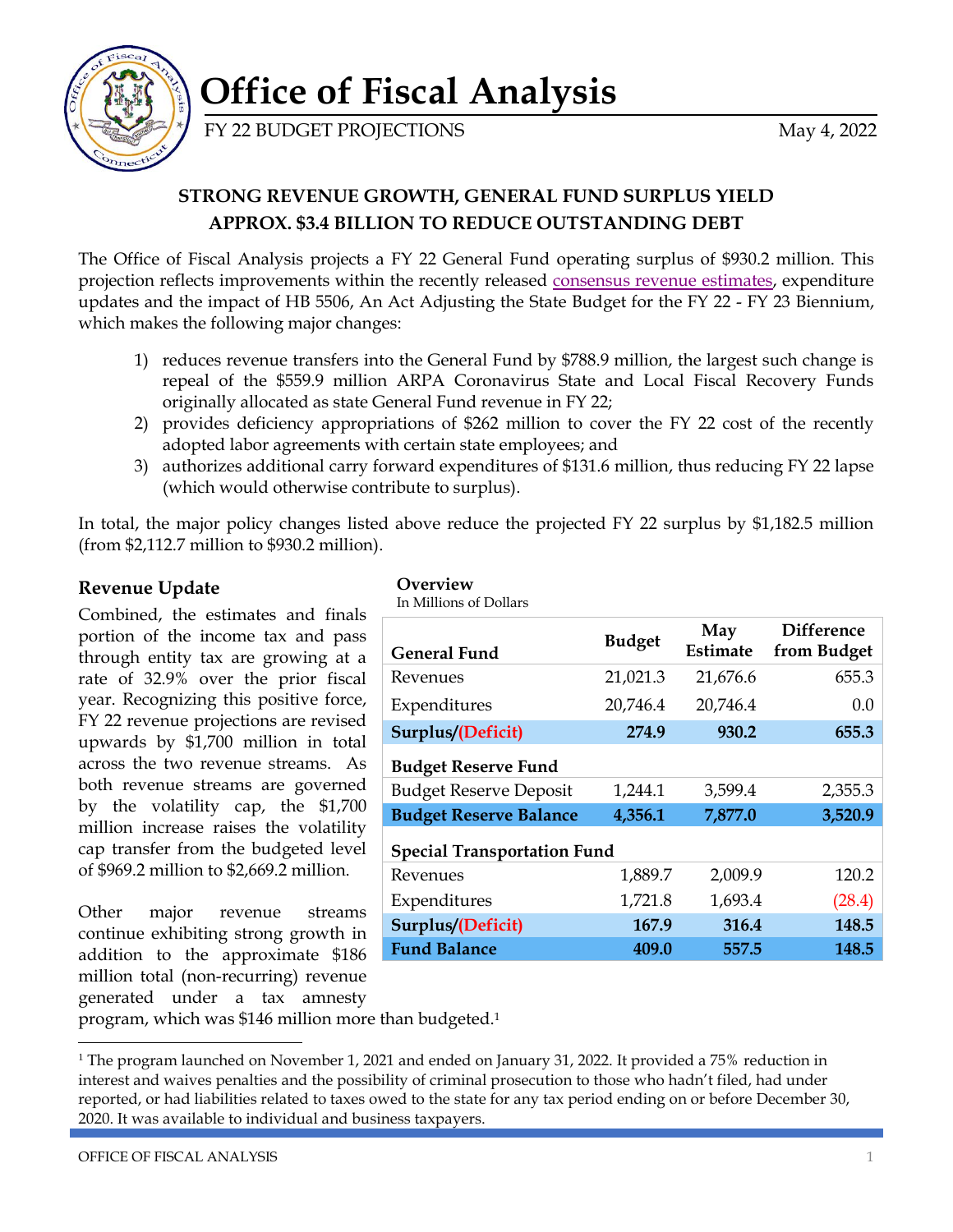# Office of Fiscal Analysis

FY 22 BUDGET PROJECTIONS — May 4, 2022

## STRONG REVENUE GROWTH, GENERAL FUND SURPLUS YIELD APPROX. $3.4 BILLION TO REDUCE OUTSTANDING DEBT

The Office of Fiscal Analysis projects a FY 22 General Fund operating surplus of $930.2 million. This projection reflects improvements within the recently released consensus revenue estimates, expenditure updates and the impact of HB 5506, An Act Adjusting the State Budget for the FY 22 - FY 23 Biennium, which makes the following major changes:

1) reduces revenue transfers into the General Fund by $788.9 million, the largest such change is repeal of the $559.9 million ARPA Coronavirus State and Local Fiscal Recovery Funds originally allocated as state General Fund revenue in FY 22;
2) provides deficiency appropriations of $262 million to cover the FY 22 cost of the recently adopted labor agreements with certain state employees; and
3) authorizes additional carry forward expenditures of $131.6 million, thus reducing FY 22 lapse (which would otherwise contribute to surplus).

In total, the major policy changes listed above reduce the projected FY 22 surplus by $1,182.5 million (from $2,112.7 million to $930.2 million).

### Revenue Update

Combined, the estimates and finals portion of the income tax and pass through entity tax are growing at a rate of 32.9% over the prior fiscal year. Recognizing this positive force, FY 22 revenue projections are revised upwards by $1,700 million in total across the two revenue streams. As both revenue streams are governed by the volatility cap, the $1,700 million increase raises the volatility cap transfer from the budgeted level of $969.2 million to $2,669.2 million.

Other major revenue streams continue exhibiting strong growth in addition to the approximate $186 million total (non-recurring) revenue generated under a tax amnesty program, which was $146 million more than budgeted.[1]

**Overview**
In Millions of Dollars

| General Fund | Budget | May Estimate | Difference from Budget |
|---|---|---|---|
| Revenues | 21,021.3 | 21,676.6 | 655.3 |
| Expenditures | 20,746.4 | 20,746.4 | 0.0 |
| **Surplus/(Deficit)** | **274.9** | **930.2** | **655.3** |
| **Budget Reserve Fund** | | | |
| Budget Reserve Deposit | 1,244.1 | 3,599.4 | 2,355.3 |
| **Budget Reserve Balance** | **4,356.1** | **7,877.0** | **3,520.9** |
| **Special Transportation Fund** | | | |
| Revenues | 1,889.7 | 2,009.9 | 120.2 |
| Expenditures | 1,721.8 | 1,693.4 | (28.4) |
| **Surplus/(Deficit)** | **167.9** | **316.4** | **148.5** |
| **Fund Balance** | **409.0** | **557.5** | **148.5** |

[1] The program launched on November 1, 2021 and ended on January 31, 2022. It provided a 75% reduction in interest and waives penalties and the possibility of criminal prosecution to those who hadn't filed, had under reported, or had liabilities related to taxes owed to the state for any tax period ending on or before December 30, 2020. It was available to individual and business taxpayers.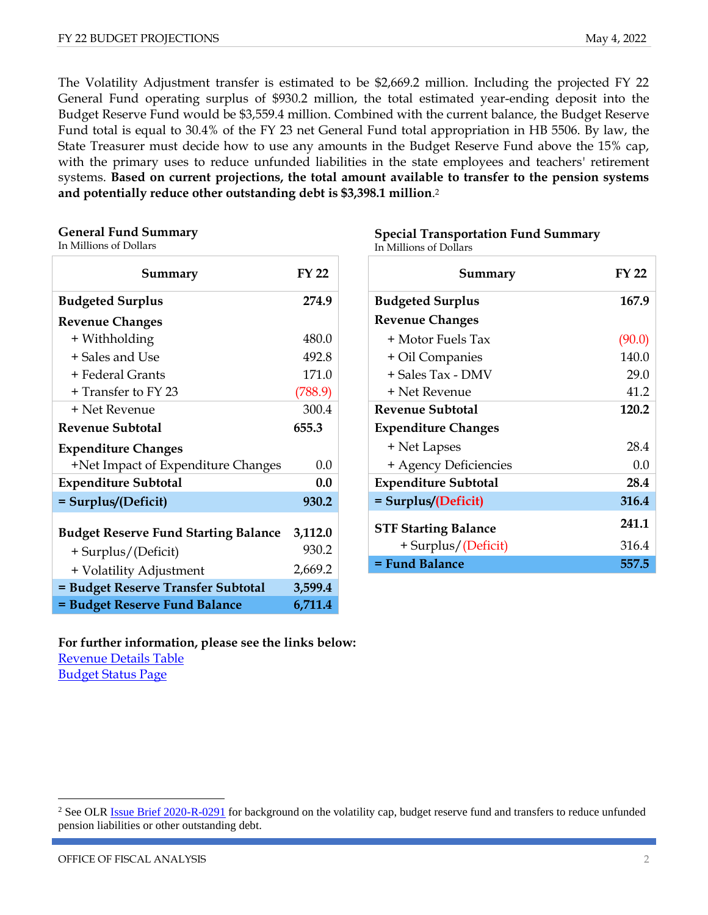The Volatility Adjustment transfer is estimated to be $2,669.2 million. Including the projected FY 22 General Fund operating surplus of $930.2 million, the total estimated year-ending deposit into the Budget Reserve Fund would be $3,559.4 million. Combined with the current balance, the Budget Reserve Fund total is equal to 30.4% of the FY 23 net General Fund total appropriation in HB 5506. By law, the State Treasurer must decide how to use any amounts in the Budget Reserve Fund above the 15% cap, with the primary uses to reduce unfunded liabilities in the state employees and teachers' retirement systems. **Based on current projections, the total amount available to transfer to the pension systems and potentially reduce other outstanding debt is $3,398.1 million**.[2]

**General Fund Summary**
In Millions of Dollars

| Summary | FY 22 |
|---|---|
| **Budgeted Surplus** | **274.9** |
| **Revenue Changes** | |
| + Withholding | 480.0 |
| + Sales and Use | 492.8 |
| + Federal Grants | 171.0 |
| + Transfer to FY 23 | (788.9) |
| + Net Revenue | 300.4 |
| **Revenue Subtotal** | **655.3** |
| **Expenditure Changes** | |
| +Net Impact of Expenditure Changes | 0.0 |
| **Expenditure Subtotal** | **0.0** |
| **= Surplus/(Deficit)** | **930.2** |
| **Budget Reserve Fund Starting Balance** | **3,112.0** |
| + Surplus/(Deficit) | 930.2 |
| + Volatility Adjustment | 2,669.2 |
| **= Budget Reserve Transfer Subtotal** | **3,599.4** |
| **= Budget Reserve Fund Balance** | **6,711.4** |

**Special Transportation Fund Summary**
In Millions of Dollars

| Summary | FY 22 |
|---|---|
| **Budgeted Surplus** | **167.9** |
| **Revenue Changes** | |
| + Motor Fuels Tax | (90.0) |
| + Oil Companies | 140.0 |
| + Sales Tax - DMV | 29.0 |
| + Net Revenue | 41.2 |
| **Revenue Subtotal** | **120.2** |
| **Expenditure Changes** | |
| + Net Lapses | 28.4 |
| + Agency Deficiencies | 0.0 |
| **Expenditure Subtotal** | **28.4** |
| **= Surplus/(Deficit)** | **316.4** |
| **STF Starting Balance** | **241.1** |
| + Surplus/(Deficit) | 316.4 |
| **= Fund Balance** | **557.5** |

**For further information, please see the links below:**
Revenue Details Table
Budget Status Page

[2] See OLR Issue Brief 2020-R-0291 for background on the volatility cap, budget reserve fund and transfers to reduce unfunded pension liabilities or other outstanding debt.